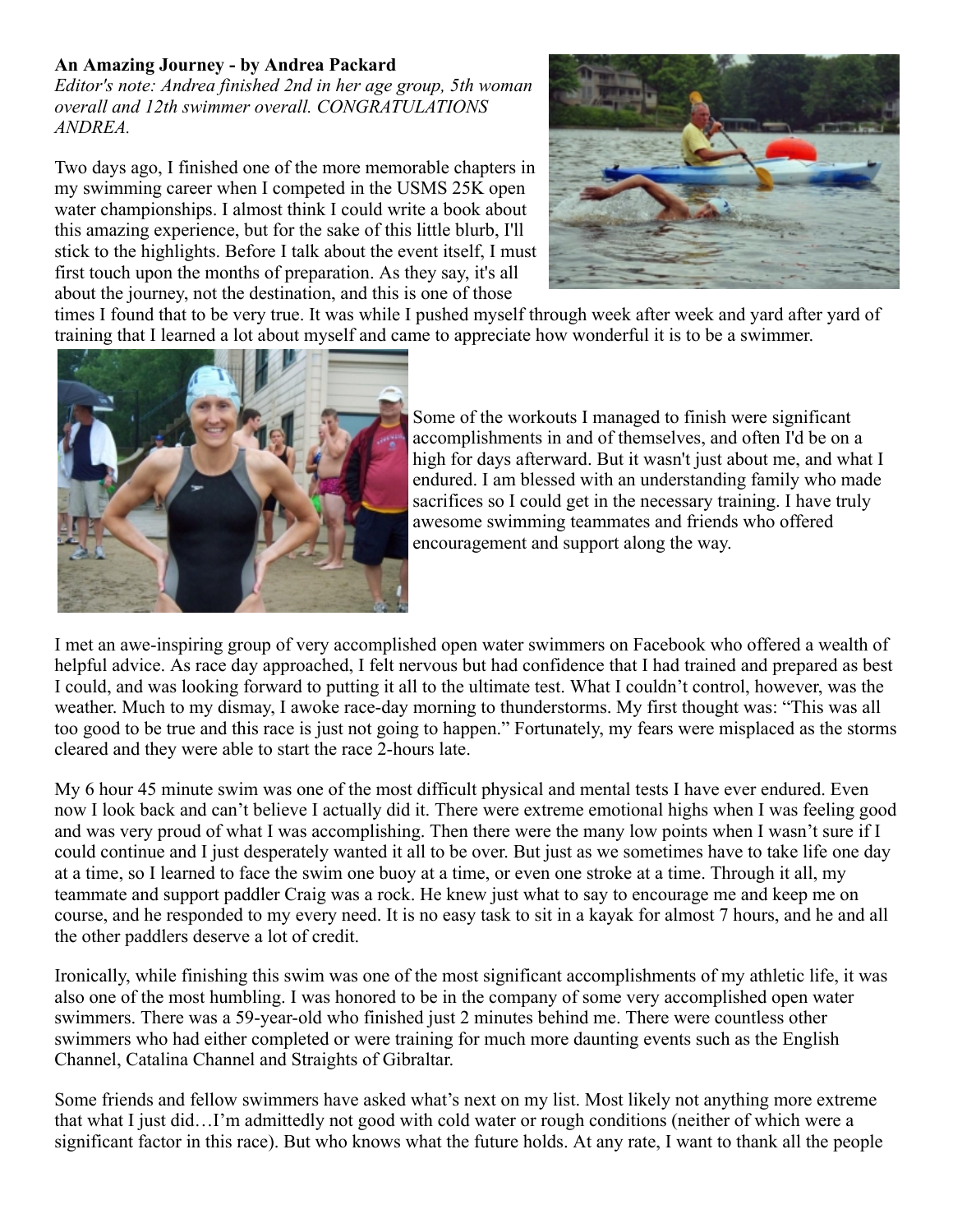**An Amazing Journey - by Andrea Packard**

*Editor's note: Andrea finished 2nd in her age group, 5th woman overall and 12th swimmer overall. CONGRATULATIONS ANDREA.*

Two days ago, I finished one of the more memorable chapters in my swimming career when I competed in the USMS 25K open water championships. I almost think I could write a book about this amazing experience, but for the sake of this little blurb, I'll stick to the highlights. Before I talk about the event itself, I must first touch upon the months of preparation. As they say, it's all about the journey, not the destination, and this is one of those times I found that to be very true. It was while I pushed myself through week after week and yard after yard of training that I learned a lot about myself and came to appreciate how wonderful it is to be a swimmer.

Some of the workouts I managed to finish were significant accomplishments in and of themselves, and often I'd be on a high for days afterward. But it wasn't just about me, and what I endured. I am blessed with an understanding family who made sacrifices so I could get in the necessary training. I have truly awesome swimming teammates and friends who offered encouragement and support along the way.

I met an awe-inspiring group of very accomplished open water swimmers on Facebook who offered a wealth of helpful advice. As race day approached, I felt nervous but had confidence that I had trained and prepared as best I could, and was looking forward to putting it all to the ultimate test. What I couldn't control, however, was the weather. Much to my dismay, I awoke race-day morning to thunderstorms. My first thought was: "This was all too good to be true and this race is just not going to happen." Fortunately, my fears were misplaced as the storms cleared and they were able to start the race 2-hours late.

My 6 hour 45 minute swim was one of the most difficult physical and mental tests I have ever endured. Even now I look back and can't believe I actually did it. There were extreme emotional highs when I was feeling good and was very proud of what I was accomplishing. Then there were the many low points when I wasn't sure if I could continue and I just desperately wanted it all to be over. But just as we sometimes have to take life one day at a time, so I learned to face the swim one buoy at a time, or even one stroke at a time. Through it all, my teammate and support paddler Craig was a rock. He knew just what to say to encourage me and keep me on course, and he responded to my every need. It is no easy task to sit in a kayak for almost 7 hours, and he and all the other paddlers deserve a lot of credit.

Ironically, while finishing this swim was one of the most significant accomplishments of my athletic life, it was also one of the most humbling. I was honored to be in the company of some very accomplished open water swimmers. There was a 59-year-old who finished just 2 minutes behind me. There were countless other swimmers who had either completed or were training for much more daunting events such as the English Channel, Catalina Channel and Straights of Gibraltar.

Some friends and fellow swimmers have asked what's next on my list. Most likely not anything more extreme that what I just did…I'm admittedly not good with cold water or rough conditions (neither of which were a significant factor in this race). But who knows what the future holds. At any rate, I want to thank all the people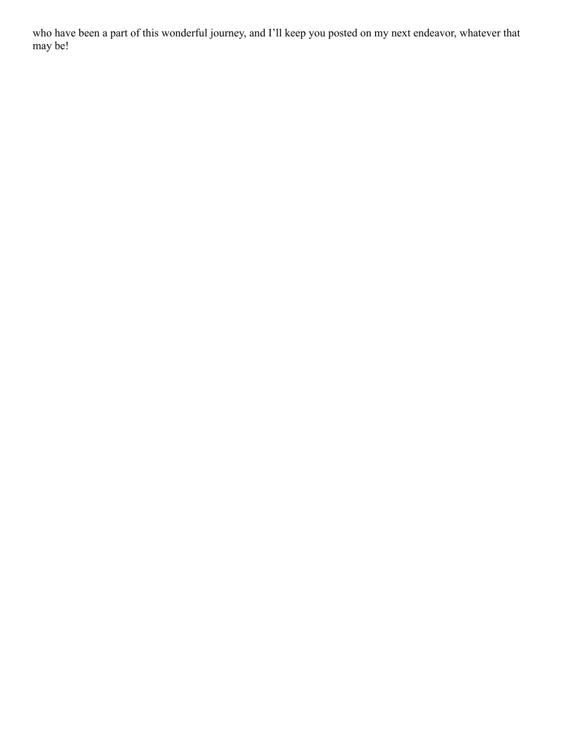who have been a part of this wonderful journey, and I’ll keep you posted on my next endeavor, whatever that may be!